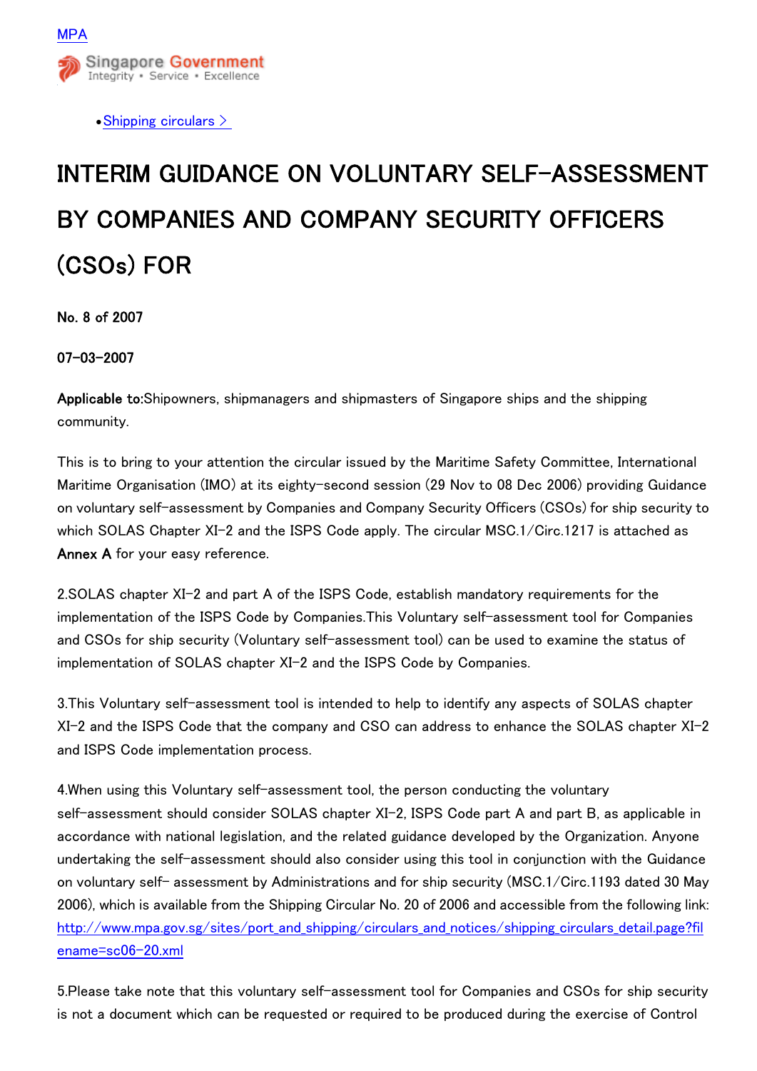[MPA](#)

Singapore Government
Integrity • Service • Excellence

- [Shipping circulars >](#)

# INTERIM GUIDANCE ON VOLUNTARY SELF-ASSESSMENT BY COMPANIES AND COMPANY SECURITY OFFICERS (CSOs) FOR

**No. 8 of 2007**

**07-03-2007**

**Applicable to:**Shipowners, shipmanagers and shipmasters of Singapore ships and the shipping community.

This is to bring to your attention the circular issued by the Maritime Safety Committee, International Maritime Organisation (IMO) at its eighty-second session (29 Nov to 08 Dec 2006) providing Guidance on voluntary self-assessment by Companies and Company Security Officers (CSOs) for ship security to which SOLAS Chapter XI-2 and the ISPS Code apply. The circular MSC.1/Circ.1217 is attached as **Annex A** for your easy reference.

2.SOLAS chapter XI-2 and part A of the ISPS Code, establish mandatory requirements for the implementation of the ISPS Code by Companies.This Voluntary self-assessment tool for Companies and CSOs for ship security (Voluntary self-assessment tool) can be used to examine the status of implementation of SOLAS chapter XI-2 and the ISPS Code by Companies.

3.This Voluntary self-assessment tool is intended to help to identify any aspects of SOLAS chapter XI-2 and the ISPS Code that the company and CSO can address to enhance the SOLAS chapter XI-2 and ISPS Code implementation process.

4.When using this Voluntary self-assessment tool, the person conducting the voluntary self-assessment should consider SOLAS chapter XI-2, ISPS Code part A and part B, as applicable in accordance with national legislation, and the related guidance developed by the Organization. Anyone undertaking the self-assessment should also consider using this tool in conjunction with the Guidance on voluntary self- assessment by Administrations and for ship security (MSC.1/Circ.1193 dated 30 May 2006), which is available from the Shipping Circular No. 20 of 2006 and accessible from the following link: [http://www.mpa.gov.sg/sites/port_and_shipping/circulars_and_notices/shipping_circulars_detail.page?filename=sc06-20.xml](http://www.mpa.gov.sg/sites/port_and_shipping/circulars_and_notices/shipping_circulars_detail.page?filename=sc06-20.xml)

5.Please take note that this voluntary self-assessment tool for Companies and CSOs for ship security is not a document which can be requested or required to be produced during the exercise of Control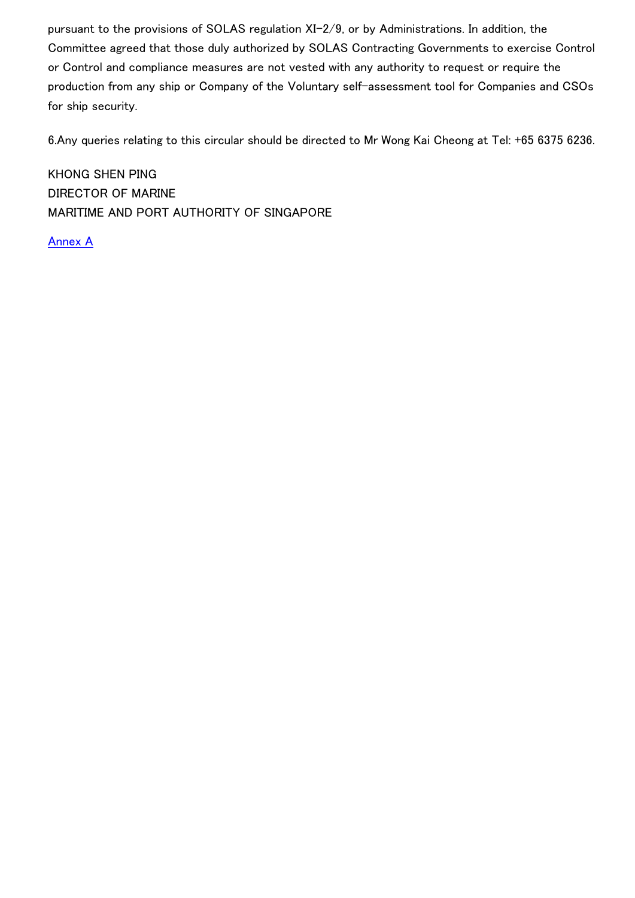pursuant to the provisions of SOLAS regulation XI-2/9, or by Administrations. In addition, the Committee agreed that those duly authorized by SOLAS Contracting Governments to exercise Control or Control and compliance measures are not vested with any authority to request or require the production from any ship or Company of the Voluntary self-assessment tool for Companies and CSOs for ship security.

6.Any queries relating to this circular should be directed to Mr Wong Kai Cheong at Tel: +65 6375 6236.

KHONG SHEN PING
DIRECTOR OF MARINE
MARITIME AND PORT AUTHORITY OF SINGAPORE

Annex A